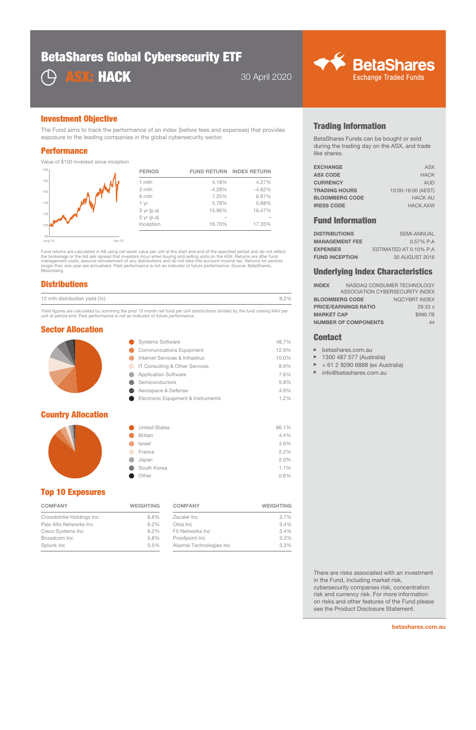# BetaShares Global Cybersecurity ETF

## ASX: HACK

30 April 2020

BetaShares Exchange Traded Funds

## Investment Objective

The Fund aims to track the performance of an index (before fees and expenses) that provides exposure to the leading companies in the global cybersecurity sector.

## Performance

Value of $100 invested since inception

| PERIOD | FUND RETURN | INDEX RETURN |
| --- | --- | --- |
| 1 mth | 4.18% | 4.27% |
| 3 mth | -4.28% | -4.62% |
| 6 mth | 7.25% | 6.97% |
| 1 yr | 5.78% | 5.88% |
| 3 yr (p.a) | 15.90% | 16.47% |
| 5 yr (p.a) | – | – |
| Inception | 16.70% | 17.35% |

Fund returns are calculated in A$ using net asset value per unit at the start and end of the specified period and do not reflect the brokerage or the bid ask spread that investors incur when buying and selling units on the ASX. Returns are after fund management costs, assume reinvestment of any distributions and do not take into account income tax. Returns for periods longer than one year are annualised. Past performance is not an indicator of future performance. Source: BetaShares, Bloomberg.

## Distributions

| 12 mth distribution yield (%) | 9.2% |
| --- | --- |

Yield figures are calculated by summing the prior 12 month net fund per unit distributions divided by the fund closing NAV per unit at period-end. Past performance is not an indicator of future performance.

## Sector Allocation

| Sector | Weight |
| --- | --- |
| Systems Software | 48.7% |
| Communications Equipment | 12.9% |
| Internet Services & Infrastruc | 10.0% |
| IT Consulting & Other Services | 8.9% |
| Application Software | 7.6% |
| Semiconductors | 5.8% |
| Aerospace & Defense | 4.9% |
| Electronic Equipment & Instruments | 1.2% |

## Country Allocation

| Country | Weight |
| --- | --- |
| United States | 86.1% |
| Britain | 4.4% |
| Israel | 3.6% |
| France | 2.2% |
| Japan | 2.0% |
| South Korea | 1.1% |
| Other | 0.6% |

## Top 10 Exposures

| COMPANY | WEIGHTING | COMPANY | WEIGHTING |
| --- | --- | --- | --- |
| Crowdstrike Holdings Inc | 6.6% | Zscaler Inc | 3.7% |
| Palo Alto Networks Inc | 6.2% | Okta Inc | 3.4% |
| Cisco Systems Inc | 6.2% | F5 Networks Inc | 3.4% |
| Broadcom Inc | 5.8% | Proofpoint Inc | 3.3% |
| Splunk Inc | 5.5% | Akamai Technologies Inc | 3.3% |

## Trading Information

BetaShares Funds can be bought or sold during the trading day on the ASX, and trade like shares.

| | |
| --- | --- |
| EXCHANGE | ASX |
| ASX CODE | HACK |
| CURRENCY | AUD |
| TRADING HOURS | 10:00-16:00 (AEST) |
| BLOOMBERG CODE | HACK AU |
| IRESS CODE | HACK.AXW |

## Fund Information

| | |
| --- | --- |
| DISTRIBUTIONS | SEMI-ANNUAL |
| MANAGEMENT FEE | 0.57% P.A |
| EXPENSES | ESTIMATED AT 0.10% P.A |
| FUND INCEPTION | 30 AUGUST 2016 |

## Underlying Index Characteristics

| | |
| --- | --- |
| INDEX | NASDAQ CONSUMER TECHNOLOGY ASSOCIATION CYBERSECURITY INDEX |
| BLOOMBERG CODE | NQCYBRT INDEX |
| PRICE/EARNINGS RATIO | 29.33 x |
| MARKET CAP | $990.7B |
| NUMBER OF COMPONENTS | 44 |

## Contact

- betashares.com.au
- 1300 487 577 (Australia)
- + 61 2 9290 6888 (ex Australia)
- info@betashares.com.au

There are risks associated with an investment in the Fund, including market risk, cybersecurity companies risk, concentration risk and currency risk. For more information on risks and other features of the Fund please see the Product Disclosure Statement.

betashares.com.au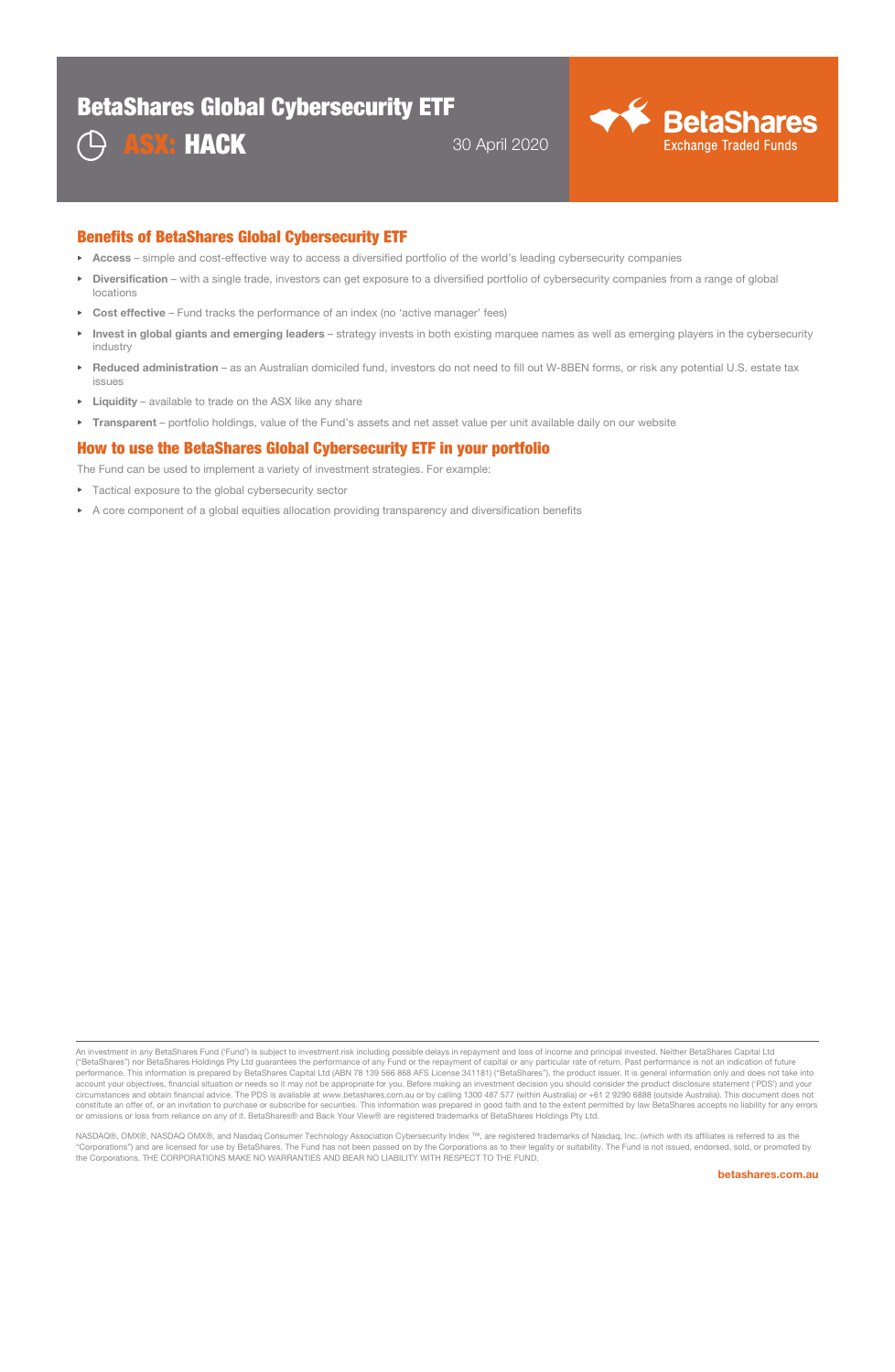# BetaShares Global Cybersecurity ETF

## ASX: HACK

30 April 2020

BetaShares
Exchange Traded Funds

## Benefits of BetaShares Global Cybersecurity ETF

- **Access** – simple and cost-effective way to access a diversified portfolio of the world's leading cybersecurity companies
- **Diversification** – with a single trade, investors can get exposure to a diversified portfolio of cybersecurity companies from a range of global locations
- **Cost effective** – Fund tracks the performance of an index (no 'active manager' fees)
- **Invest in global giants and emerging leaders** – strategy invests in both existing marquee names as well as emerging players in the cybersecurity industry
- **Reduced administration** – as an Australian domiciled fund, investors do not need to fill out W-8BEN forms, or risk any potential U.S. estate tax issues
- **Liquidity** – available to trade on the ASX like any share
- **Transparent** – portfolio holdings, value of the Fund's assets and net asset value per unit available daily on our website

## How to use the BetaShares Global Cybersecurity ETF in your portfolio

The Fund can be used to implement a variety of investment strategies. For example:

- Tactical exposure to the global cybersecurity sector
- A core component of a global equities allocation providing transparency and diversification benefits

An investment in any BetaShares Fund ('Fund') is subject to investment risk including possible delays in repayment and loss of income and principal invested. Neither BetaShares Capital Ltd ("BetaShares") nor BetaShares Holdings Pty Ltd guarantees the performance of any Fund or the repayment of capital or any particular rate of return. Past performance is not an indication of future performance. This information is prepared by BetaShares Capital Ltd (ABN 78 139 566 868 AFS License 341181) ("BetaShares"), the product issuer. It is general information only and does not take into account your objectives, financial situation or needs so it may not be appropriate for you. Before making an investment decision you should consider the product disclosure statement ('PDS') and your circumstances and obtain financial advice. The PDS is available at www.betashares.com.au or by calling 1300 487 577 (within Australia) or +61 2 9290 6888 (outside Australia). This document does not constitute an offer of, or an invitation to purchase or subscribe for securities. This information was prepared in good faith and to the extent permitted by law BetaShares accepts no liability for any errors or omissions or loss from reliance on any of it. BetaShares® and Back Your View® are registered trademarks of BetaShares Holdings Pty Ltd.

NASDAQ®, OMX®, NASDAQ OMX®, and Nasdaq Consumer Technology Association Cybersecurity Index ™, are registered trademarks of Nasdaq, Inc. (which with its affiliates is referred to as the "Corporations") and are licensed for use by BetaShares. The Fund has not been passed on by the Corporations as to their legality or suitability. The Fund is not issued, endorsed, sold, or promoted by the Corporations. THE CORPORATIONS MAKE NO WARRANTIES AND BEAR NO LIABILITY WITH RESPECT TO THE FUND.

betashares.com.au